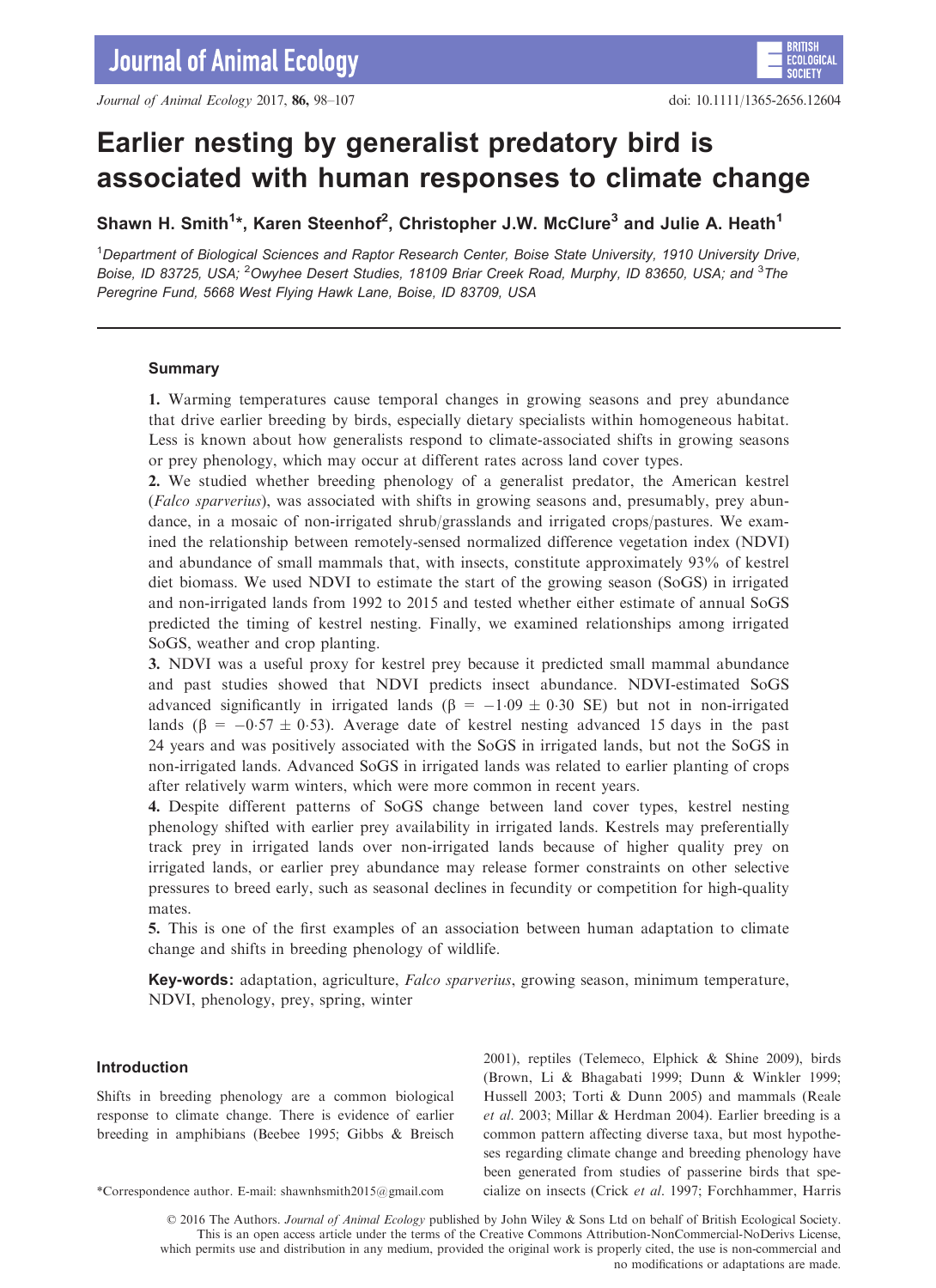# Earlier nesting by generalist predatory bird is associated with human responses to climate change

**Shawn H. Smith[1]\*, Karen Steenhof[2], Christopher J.W. McClure[3] and Julie A. Heath[1]**

[1]Department of Biological Sciences and Raptor Research Center, Boise State University, 1910 University Drive, Boise, ID 83725, USA; [2]Owyhee Desert Studies, 18109 Briar Creek Road, Murphy, ID 83650, USA; and [3]The Peregrine Fund, 5668 West Flying Hawk Lane, Boise, ID 83709, USA

## Summary

**1.** Warming temperatures cause temporal changes in growing seasons and prey abundance that drive earlier breeding by birds, especially dietary specialists within homogeneous habitat. Less is known about how generalists respond to climate-associated shifts in growing seasons or prey phenology, which may occur at different rates across land cover types.

**2.** We studied whether breeding phenology of a generalist predator, the American kestrel (*Falco sparverius*), was associated with shifts in growing seasons and, presumably, prey abundance, in a mosaic of non-irrigated shrub/grasslands and irrigated crops/pastures. We examined the relationship between remotely-sensed normalized difference vegetation index (NDVI) and abundance of small mammals that, with insects, constitute approximately 93% of kestrel diet biomass. We used NDVI to estimate the start of the growing season (SoGS) in irrigated and non-irrigated lands from 1992 to 2015 and tested whether either estimate of annual SoGS predicted the timing of kestrel nesting. Finally, we examined relationships among irrigated SoGS, weather and crop planting.

**3.** NDVI was a useful proxy for kestrel prey because it predicted small mammal abundance and past studies showed that NDVI predicts insect abundance. NDVI-estimated SoGS advanced significantly in irrigated lands ($\beta = -1{\cdot}09 \pm 0{\cdot}30$ SE) but not in non-irrigated lands ($\beta = -0{\cdot}57 \pm 0{\cdot}53$). Average date of kestrel nesting advanced 15 days in the past 24 years and was positively associated with the SoGS in irrigated lands, but not the SoGS in non-irrigated lands. Advanced SoGS in irrigated lands was related to earlier planting of crops after relatively warm winters, which were more common in recent years.

**4.** Despite different patterns of SoGS change between land cover types, kestrel nesting phenology shifted with earlier prey availability in irrigated lands. Kestrels may preferentially track prey in irrigated lands over non-irrigated lands because of higher quality prey on irrigated lands, or earlier prey abundance may release former constraints on other selective pressures to breed early, such as seasonal declines in fecundity or competition for high-quality mates.

**5.** This is one of the first examples of an association between human adaptation to climate change and shifts in breeding phenology of wildlife.

**Key-words:** adaptation, agriculture, *Falco sparverius*, growing season, minimum temperature, NDVI, phenology, prey, spring, winter

## Introduction

Shifts in breeding phenology are a common biological response to climate change. There is evidence of earlier breeding in amphibians (Beebee 1995; Gibbs & Breisch 2001), reptiles (Telemeco, Elphick & Shine 2009), birds (Brown, Li & Bhagabati 1999; Dunn & Winkler 1999; Hussell 2003; Torti & Dunn 2005) and mammals (Reale *et al.* 2003; Millar & Herdman 2004). Earlier breeding is a common pattern affecting diverse taxa, but most hypotheses regarding climate change and breeding phenology have been generated from studies of passerine birds that specialize on insects (Crick *et al.* 1997; Forchhammer, Harris

\*Correspondence author. E-mail: shawnhsmith2015@gmail.com

© 2016 The Authors. *Journal of Animal Ecology* published by John Wiley & Sons Ltd on behalf of British Ecological Society. This is an open access article under the terms of the Creative Commons Attribution-NonCommercial-NoDerivs License, which permits use and distribution in any medium, provided the original work is properly cited, the use is non-commercial and no modifications or adaptations are made.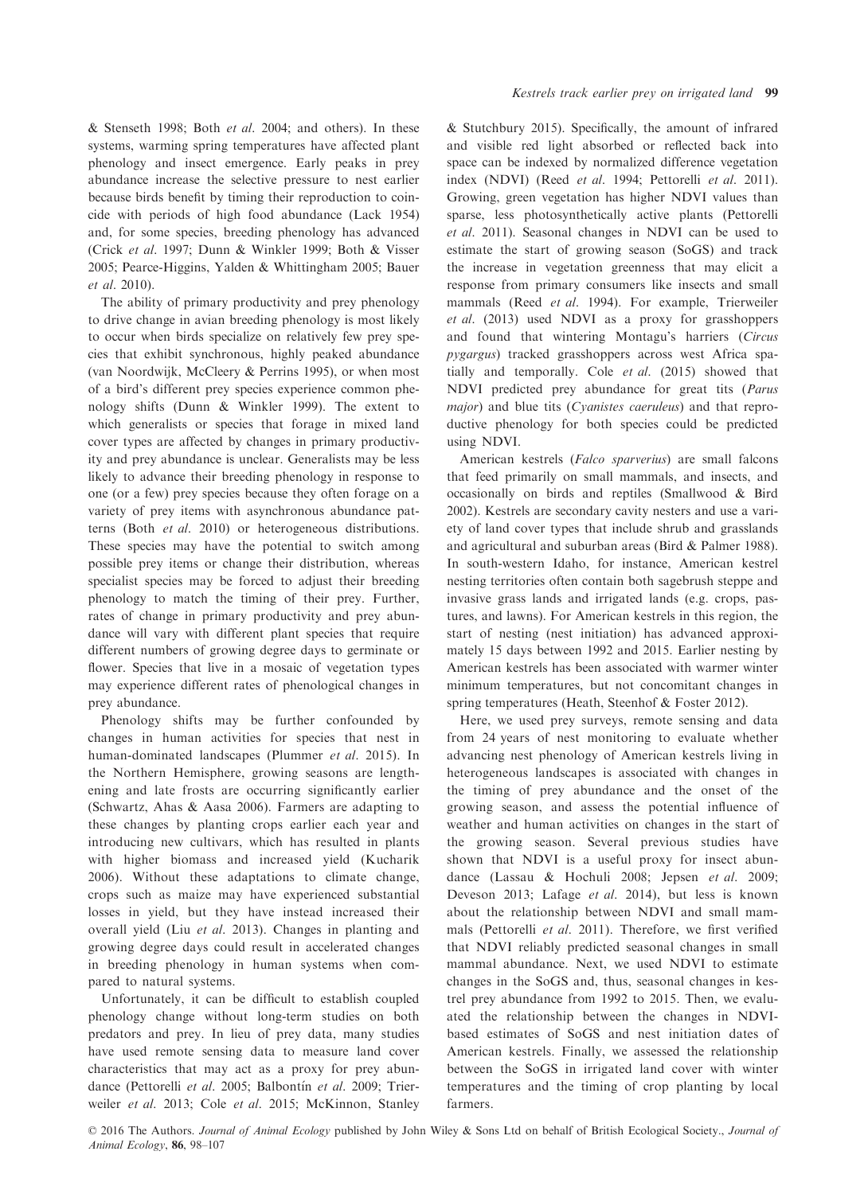& Stenseth 1998; Both *et al.* 2004; and others). In these systems, warming spring temperatures have affected plant phenology and insect emergence. Early peaks in prey abundance increase the selective pressure to nest earlier because birds benefit by timing their reproduction to coincide with periods of high food abundance (Lack 1954) and, for some species, breeding phenology has advanced (Crick *et al.* 1997; Dunn & Winkler 1999; Both & Visser 2005; Pearce-Higgins, Yalden & Whittingham 2005; Bauer *et al.* 2010).

The ability of primary productivity and prey phenology to drive change in avian breeding phenology is most likely to occur when birds specialize on relatively few prey species that exhibit synchronous, highly peaked abundance (van Noordwijk, McCleery & Perrins 1995), or when most of a bird's different prey species experience common phenology shifts (Dunn & Winkler 1999). The extent to which generalists or species that forage in mixed land cover types are affected by changes in primary productivity and prey abundance is unclear. Generalists may be less likely to advance their breeding phenology in response to one (or a few) prey species because they often forage on a variety of prey items with asynchronous abundance patterns (Both *et al.* 2010) or heterogeneous distributions. These species may have the potential to switch among possible prey items or change their distribution, whereas specialist species may be forced to adjust their breeding phenology to match the timing of their prey. Further, rates of change in primary productivity and prey abundance will vary with different plant species that require different numbers of growing degree days to germinate or flower. Species that live in a mosaic of vegetation types may experience different rates of phenological changes in prey abundance.

Phenology shifts may be further confounded by changes in human activities for species that nest in human-dominated landscapes (Plummer *et al.* 2015). In the Northern Hemisphere, growing seasons are lengthening and late frosts are occurring significantly earlier (Schwartz, Ahas & Aasa 2006). Farmers are adapting to these changes by planting crops earlier each year and introducing new cultivars, which has resulted in plants with higher biomass and increased yield (Kucharik 2006). Without these adaptations to climate change, crops such as maize may have experienced substantial losses in yield, but they have instead increased their overall yield (Liu *et al.* 2013). Changes in planting and growing degree days could result in accelerated changes in breeding phenology in human systems when compared to natural systems.

Unfortunately, it can be difficult to establish coupled phenology change without long-term studies on both predators and prey. In lieu of prey data, many studies have used remote sensing data to measure land cover characteristics that may act as a proxy for prey abundance (Pettorelli *et al.* 2005; Balbontín *et al.* 2009; Trierweiler *et al.* 2013; Cole *et al.* 2015; McKinnon, Stanley & Stutchbury 2015). Specifically, the amount of infrared and visible red light absorbed or reflected back into space can be indexed by normalized difference vegetation index (NDVI) (Reed *et al.* 1994; Pettorelli *et al.* 2011). Growing, green vegetation has higher NDVI values than sparse, less photosynthetically active plants (Pettorelli *et al.* 2011). Seasonal changes in NDVI can be used to estimate the start of growing season (SoGS) and track the increase in vegetation greenness that may elicit a response from primary consumers like insects and small mammals (Reed *et al.* 1994). For example, Trierweiler *et al.* (2013) used NDVI as a proxy for grasshoppers and found that wintering Montagu's harriers (*Circus pygargus*) tracked grasshoppers across west Africa spatially and temporally. Cole *et al.* (2015) showed that NDVI predicted prey abundance for great tits (*Parus major*) and blue tits (*Cyanistes caeruleus*) and that reproductive phenology for both species could be predicted using NDVI.

American kestrels (*Falco sparverius*) are small falcons that feed primarily on small mammals, and insects, and occasionally on birds and reptiles (Smallwood & Bird 2002). Kestrels are secondary cavity nesters and use a variety of land cover types that include shrub and grasslands and agricultural and suburban areas (Bird & Palmer 1988). In south-western Idaho, for instance, American kestrel nesting territories often contain both sagebrush steppe and invasive grass lands and irrigated lands (e.g. crops, pastures, and lawns). For American kestrels in this region, the start of nesting (nest initiation) has advanced approximately 15 days between 1992 and 2015. Earlier nesting by American kestrels has been associated with warmer winter minimum temperatures, but not concomitant changes in spring temperatures (Heath, Steenhof & Foster 2012).

Here, we used prey surveys, remote sensing and data from 24 years of nest monitoring to evaluate whether advancing nest phenology of American kestrels living in heterogeneous landscapes is associated with changes in the timing of prey abundance and the onset of the growing season, and assess the potential influence of weather and human activities on changes in the start of the growing season. Several previous studies have shown that NDVI is a useful proxy for insect abundance (Lassau & Hochuli 2008; Jepsen *et al.* 2009; Deveson 2013; Lafage *et al.* 2014), but less is known about the relationship between NDVI and small mammals (Pettorelli *et al.* 2011). Therefore, we first verified that NDVI reliably predicted seasonal changes in small mammal abundance. Next, we used NDVI to estimate changes in the SoGS and, thus, seasonal changes in kestrel prey abundance from 1992 to 2015. Then, we evaluated the relationship between the changes in NDVI-based estimates of SoGS and nest initiation dates of American kestrels. Finally, we assessed the relationship between the SoGS in irrigated land cover with winter temperatures and the timing of crop planting by local farmers.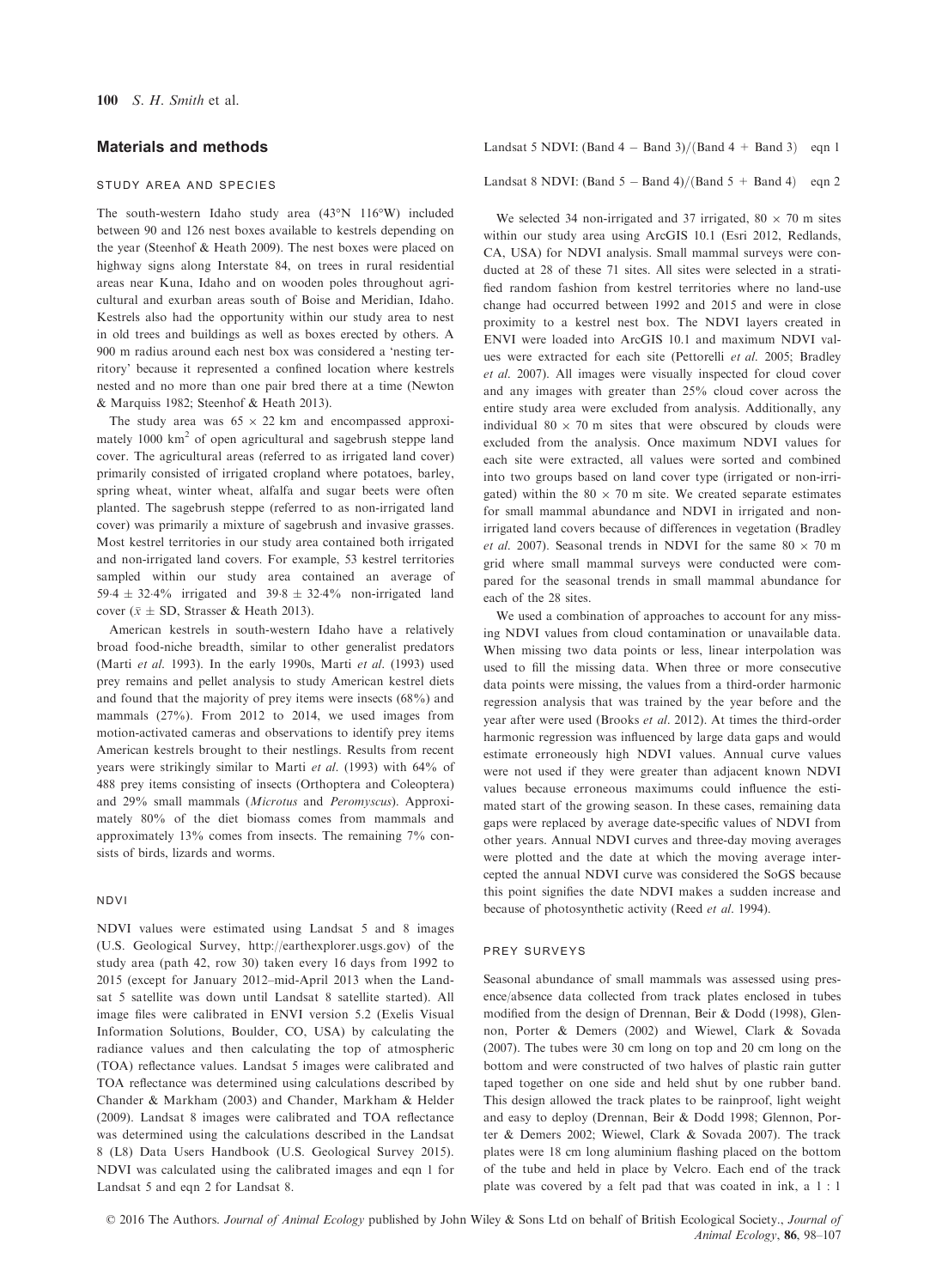## Materials and methods

### STUDY AREA AND SPECIES

The south-western Idaho study area (43°N 116°W) included between 90 and 126 nest boxes available to kestrels depending on the year (Steenhof & Heath 2009). The nest boxes were placed on highway signs along Interstate 84, on trees in rural residential areas near Kuna, Idaho and on wooden poles throughout agricultural and exurban areas south of Boise and Meridian, Idaho. Kestrels also had the opportunity within our study area to nest in old trees and buildings as well as boxes erected by others. A 900 m radius around each nest box was considered a 'nesting territory' because it represented a confined location where kestrels nested and no more than one pair bred there at a time (Newton & Marquiss 1982; Steenhof & Heath 2013).

The study area was 65 × 22 km and encompassed approximately 1000 km$^2$ of open agricultural and sagebrush steppe land cover. The agricultural areas (referred to as irrigated land cover) primarily consisted of irrigated cropland where potatoes, barley, spring wheat, winter wheat, alfalfa and sugar beets were often planted. The sagebrush steppe (referred to as non-irrigated land cover) was primarily a mixture of sagebrush and invasive grasses. Most kestrel territories in our study area contained both irrigated and non-irrigated land covers. For example, 53 kestrel territories sampled within our study area contained an average of 59·4 ± 32·4% irrigated and 39·8 ± 32·4% non-irrigated land cover ($\bar{x}$ ± SD, Strasser & Heath 2013).

American kestrels in south-western Idaho have a relatively broad food-niche breadth, similar to other generalist predators (Marti *et al.* 1993). In the early 1990s, Marti *et al.* (1993) used prey remains and pellet analysis to study American kestrel diets and found that the majority of prey items were insects (68%) and mammals (27%). From 2012 to 2014, we used images from motion-activated cameras and observations to identify prey items American kestrels brought to their nestlings. Results from recent years were strikingly similar to Marti *et al.* (1993) with 64% of 488 prey items consisting of insects (Orthoptera and Coleoptera) and 29% small mammals (*Microtus* and *Peromyscus*). Approximately 80% of the diet biomass comes from mammals and approximately 13% comes from insects. The remaining 7% consists of birds, lizards and worms.

### NDVI

NDVI values were estimated using Landsat 5 and 8 images (U.S. Geological Survey, http://earthexplorer.usgs.gov) of the study area (path 42, row 30) taken every 16 days from 1992 to 2015 (except for January 2012–mid-April 2013 when the Landsat 5 satellite was down until Landsat 8 satellite started). All image files were calibrated in ENVI version 5.2 (Exelis Visual Information Solutions, Boulder, CO, USA) by calculating the radiance values and then calculating the top of atmospheric (TOA) reflectance values. Landsat 5 images were calibrated and TOA reflectance was determined using calculations described by Chander & Markham (2003) and Chander, Markham & Helder (2009). Landsat 8 images were calibrated and TOA reflectance was determined using the calculations described in the Landsat 8 (L8) Data Users Handbook (U.S. Geological Survey 2015). NDVI was calculated using the calibrated images and eqn 1 for Landsat 5 and eqn 2 for Landsat 8.

$$\text{Landsat 5 NDVI: } (\text{Band 4} - \text{Band 3})/(\text{Band 4} + \text{Band 3}) \quad \text{eqn 1}$$

$$\text{Landsat 8 NDVI: } (\text{Band 5} - \text{Band 4})/(\text{Band 5} + \text{Band 4}) \quad \text{eqn 2}$$

We selected 34 non-irrigated and 37 irrigated, 80 × 70 m sites within our study area using ArcGIS 10.1 (Esri 2012, Redlands, CA, USA) for NDVI analysis. Small mammal surveys were conducted at 28 of these 71 sites. All sites were selected in a stratified random fashion from kestrel territories where no land-use change had occurred between 1992 and 2015 and were in close proximity to a kestrel nest box. The NDVI layers created in ENVI were loaded into ArcGIS 10.1 and maximum NDVI values were extracted for each site (Pettorelli *et al.* 2005; Bradley *et al.* 2007). All images were visually inspected for cloud cover and any images with greater than 25% cloud cover across the entire study area were excluded from analysis. Additionally, any individual 80 × 70 m sites that were obscured by clouds were excluded from the analysis. Once maximum NDVI values for each site were extracted, all values were sorted and combined into two groups based on land cover type (irrigated or non-irrigated) within the 80 × 70 m site. We created separate estimates for small mammal abundance and NDVI in irrigated and non-irrigated land covers because of differences in vegetation (Bradley *et al.* 2007). Seasonal trends in NDVI for the same 80 × 70 m grid where small mammal surveys were conducted were compared for the seasonal trends in small mammal abundance for each of the 28 sites.

We used a combination of approaches to account for any missing NDVI values from cloud contamination or unavailable data. When missing two data points or less, linear interpolation was used to fill the missing data. When three or more consecutive data points were missing, the values from a third-order harmonic regression analysis that was trained by the year before and the year after were used (Brooks *et al.* 2012). At times the third-order harmonic regression was influenced by large data gaps and would estimate erroneously high NDVI values. Annual curve values were not used if they were greater than adjacent known NDVI values because erroneous maximums could influence the estimated start of the growing season. In these cases, remaining data gaps were replaced by average date-specific values of NDVI from other years. Annual NDVI curves and three-day moving averages were plotted and the date at which the moving average intercepted the annual NDVI curve was considered the SoGS because this point signifies the date NDVI makes a sudden increase and because of photosynthetic activity (Reed *et al.* 1994).

### PREY SURVEYS

Seasonal abundance of small mammals was assessed using presence/absence data collected from track plates enclosed in tubes modified from the design of Drennan, Beir & Dodd (1998), Glennon, Porter & Demers (2002) and Wiewel, Clark & Sovada (2007). The tubes were 30 cm long on top and 20 cm long on the bottom and were constructed of two halves of plastic rain gutter taped together on one side and held shut by one rubber band. This design allowed the track plates to be rainproof, light weight and easy to deploy (Drennan, Beir & Dodd 1998; Glennon, Porter & Demers 2002; Wiewel, Clark & Sovada 2007). The track plates were 18 cm long aluminium flashing placed on the bottom of the tube and held in place by Velcro. Each end of the track plate was covered by a felt pad that was coated in ink, a 1 : 1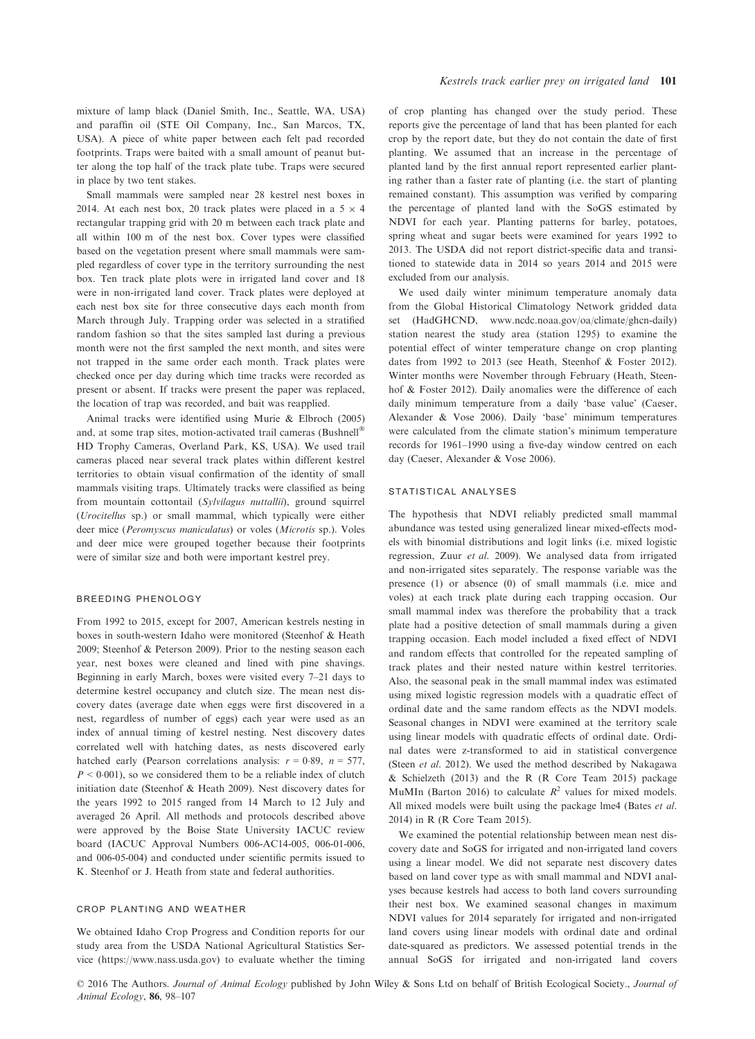mixture of lamp black (Daniel Smith, Inc., Seattle, WA, USA) and paraffin oil (STE Oil Company, Inc., San Marcos, TX, USA). A piece of white paper between each felt pad recorded footprints. Traps were baited with a small amount of peanut butter along the top half of the track plate tube. Traps were secured in place by two tent stakes.

Small mammals were sampled near 28 kestrel nest boxes in 2014. At each nest box, 20 track plates were placed in a 5 × 4 rectangular trapping grid with 20 m between each track plate and all within 100 m of the nest box. Cover types were classified based on the vegetation present where small mammals were sampled regardless of cover type in the territory surrounding the nest box. Ten track plate plots were in irrigated land cover and 18 were in non-irrigated land cover. Track plates were deployed at each nest box site for three consecutive days each month from March through July. Trapping order was selected in a stratified random fashion so that the sites sampled last during a previous month were not the first sampled the next month, and sites were not trapped in the same order each month. Track plates were checked once per day during which time tracks were recorded as present or absent. If tracks were present the paper was replaced, the location of trap was recorded, and bait was reapplied.

Animal tracks were identified using Murie & Elbroch (2005) and, at some trap sites, motion-activated trail cameras (Bushnell® HD Trophy Cameras, Overland Park, KS, USA). We used trail cameras placed near several track plates within different kestrel territories to obtain visual confirmation of the identity of small mammals visiting traps. Ultimately tracks were classified as being from mountain cottontail (*Sylvilagus nuttallii*), ground squirrel (*Urocitellus* sp.) or small mammal, which typically were either deer mice (*Peromyscus maniculatus*) or voles (*Microtis* sp.). Voles and deer mice were grouped together because their footprints were of similar size and both were important kestrel prey.

### BREEDING PHENOLOGY

From 1992 to 2015, except for 2007, American kestrels nesting in boxes in south-western Idaho were monitored (Steenhof & Heath 2009; Steenhof & Peterson 2009). Prior to the nesting season each year, nest boxes were cleaned and lined with pine shavings. Beginning in early March, boxes were visited every 7–21 days to determine kestrel occupancy and clutch size. The mean nest discovery dates (average date when eggs were first discovered in a nest, regardless of number of eggs) each year were used as an index of annual timing of kestrel nesting. Nest discovery dates correlated well with hatching dates, as nests discovered early hatched early (Pearson correlations analysis: $r = 0{\cdot}89$, $n = 577$, $P < 0{\cdot}001$), so we considered them to be a reliable index of clutch initiation date (Steenhof & Heath 2009). Nest discovery dates for the years 1992 to 2015 ranged from 14 March to 12 July and averaged 26 April. All methods and protocols described above were approved by the Boise State University IACUC review board (IACUC Approval Numbers 006-AC14-005, 006-01-006, and 006-05-004) and conducted under scientific permits issued to K. Steenhof or J. Heath from state and federal authorities.

### CROP PLANTING AND WEATHER

We obtained Idaho Crop Progress and Condition reports for our study area from the USDA National Agricultural Statistics Service (https://www.nass.usda.gov) to evaluate whether the timing of crop planting has changed over the study period. These reports give the percentage of land that has been planted for each crop by the report date, but they do not contain the date of first planting. We assumed that an increase in the percentage of planted land by the first annual report represented earlier planting rather than a faster rate of planting (i.e. the start of planting remained constant). This assumption was verified by comparing the percentage of planted land with the SoGS estimated by NDVI for each year. Planting patterns for barley, potatoes, spring wheat and sugar beets were examined for years 1992 to 2013. The USDA did not report district-specific data and transitioned to statewide data in 2014 so years 2014 and 2015 were excluded from our analysis.

We used daily winter minimum temperature anomaly data from the Global Historical Climatology Network gridded data set (HadGHCND, www.ncdc.noaa.gov/oa/climate/ghcn-daily) station nearest the study area (station 1295) to examine the potential effect of winter temperature change on crop planting dates from 1992 to 2013 (see Heath, Steenhof & Foster 2012). Winter months were November through February (Heath, Steenhof & Foster 2012). Daily anomalies were the difference of each daily minimum temperature from a daily 'base value' (Caeser, Alexander & Vose 2006). Daily 'base' minimum temperatures were calculated from the climate station's minimum temperature records for 1961–1990 using a five-day window centred on each day (Caeser, Alexander & Vose 2006).

### STATISTICAL ANALYSES

The hypothesis that NDVI reliably predicted small mammal abundance was tested using generalized linear mixed-effects models with binomial distributions and logit links (i.e. mixed logistic regression, Zuur *et al.* 2009). We analysed data from irrigated and non-irrigated sites separately. The response variable was the presence (1) or absence (0) of small mammals (i.e. mice and voles) at each track plate during each trapping occasion. Our small mammal index was therefore the probability that a track plate had a positive detection of small mammals during a given trapping occasion. Each model included a fixed effect of NDVI and random effects that controlled for the repeated sampling of track plates and their nested nature within kestrel territories. Also, the seasonal peak in the small mammal index was estimated using mixed logistic regression models with a quadratic effect of ordinal date and the same random effects as the NDVI models. Seasonal changes in NDVI were examined at the territory scale using linear models with quadratic effects of ordinal date. Ordinal dates were z-transformed to aid in statistical convergence (Steen *et al.* 2012). We used the method described by Nakagawa & Schielzeth (2013) and the R (R Core Team 2015) package MuMIn (Barton 2016) to calculate $R^2$ values for mixed models. All mixed models were built using the package lme4 (Bates *et al.* 2014) in R (R Core Team 2015).

We examined the potential relationship between mean nest discovery date and SoGS for irrigated and non-irrigated land covers using a linear model. We did not separate nest discovery dates based on land cover type as with small mammal and NDVI analyses because kestrels had access to both land covers surrounding their nest box. We examined seasonal changes in maximum NDVI values for 2014 separately for irrigated and non-irrigated land covers using linear models with ordinal date and ordinal date-squared as predictors. We assessed potential trends in the annual SoGS for irrigated and non-irrigated land covers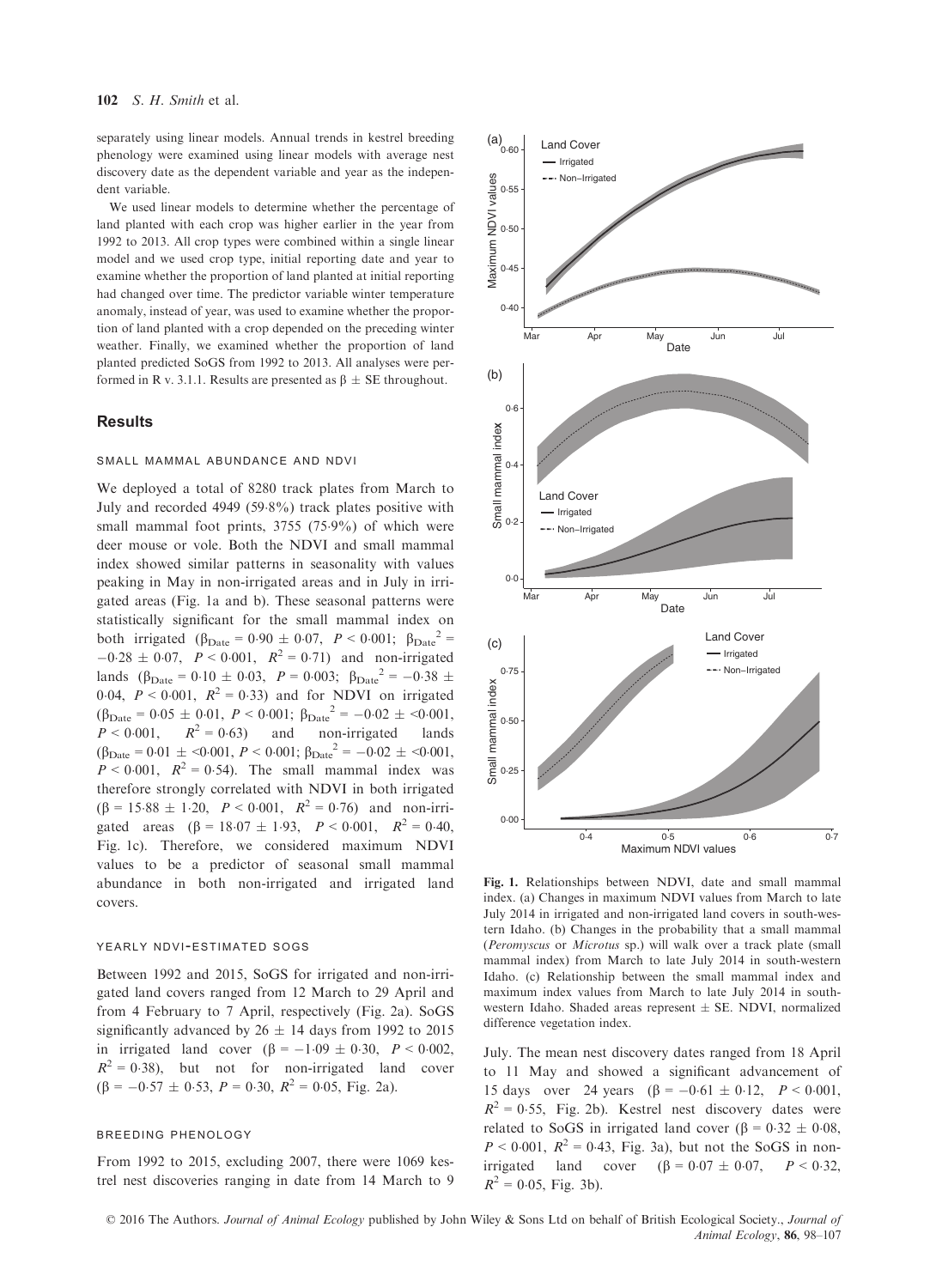separately using linear models. Annual trends in kestrel breeding phenology were examined using linear models with average nest discovery date as the dependent variable and year as the independent variable.

We used linear models to determine whether the percentage of land planted with each crop was higher earlier in the year from 1992 to 2013. All crop types were combined within a single linear model and we used crop type, initial reporting date and year to examine whether the proportion of land planted at initial reporting had changed over time. The predictor variable winter temperature anomaly, instead of year, was used to examine whether the proportion of land planted with a crop depended on the preceding winter weather. Finally, we examined whether the proportion of land planted predicted SoGS from 1992 to 2013. All analyses were performed in R v. 3.1.1. Results are presented as $\beta \pm$ SE throughout.

## Results

### SMALL MAMMAL ABUNDANCE AND NDVI

We deployed a total of 8280 track plates from March to July and recorded 4949 (59·8%) track plates positive with small mammal foot prints, 3755 (75·9%) of which were deer mouse or vole. Both the NDVI and small mammal index showed similar patterns in seasonality with values peaking in May in non-irrigated areas and in July in irrigated areas (Fig. 1a and b). These seasonal patterns were statistically significant for the small mammal index on both irrigated ($\beta_{Date} = 0{\cdot}90 \pm 0{\cdot}07$, $P < 0{\cdot}001$; $\beta_{Date}{}^2 = -0{\cdot}28 \pm 0{\cdot}07$, $P < 0{\cdot}001$, $R^2 = 0{\cdot}71$) and non-irrigated lands ($\beta_{Date} = 0{\cdot}10 \pm 0{\cdot}03$, $P = 0{\cdot}003$; $\beta_{Date}{}^2 = -0{\cdot}38 \pm 0{\cdot}04$, $P < 0{\cdot}001$, $R^2 = 0{\cdot}33$) and for NDVI on irrigated ($\beta_{Date} = 0{\cdot}05 \pm 0{\cdot}01$, $P < 0{\cdot}001$; $\beta_{Date}{}^2 = -0{\cdot}02 \pm <0{\cdot}001$, $P < 0{\cdot}001$, $R^2 = 0{\cdot}63$) and non-irrigated lands ($\beta_{Date} = 0{\cdot}01 \pm <0{\cdot}001$, $P < 0{\cdot}001$; $\beta_{Date}{}^2 = -0{\cdot}02 \pm <0{\cdot}001$, $P < 0{\cdot}001$, $R^2 = 0{\cdot}54$). The small mammal index was therefore strongly correlated with NDVI in both irrigated ($\beta = 15{\cdot}88 \pm 1{\cdot}20$, $P < 0{\cdot}001$, $R^2 = 0{\cdot}76$) and non-irrigated areas ($\beta = 18{\cdot}07 \pm 1{\cdot}93$, $P < 0{\cdot}001$, $R^2 = 0{\cdot}40$, Fig. 1c). Therefore, we considered maximum NDVI values to be a predictor of seasonal small mammal abundance in both non-irrigated and irrigated land covers.

### YEARLY NDVI-ESTIMATED SOGS

Between 1992 and 2015, SoGS for irrigated and non-irrigated land covers ranged from 12 March to 29 April and from 4 February to 7 April, respectively (Fig. 2a). SoGS significantly advanced by $26 \pm 14$ days from 1992 to 2015 in irrigated land cover ($\beta = -1{\cdot}09 \pm 0{\cdot}30$, $P < 0{\cdot}002$, $R^2 = 0{\cdot}38$), but not for non-irrigated land cover ($\beta = -0{\cdot}57 \pm 0{\cdot}53$, $P = 0{\cdot}30$, $R^2 = 0{\cdot}05$, Fig. 2a).

### BREEDING PHENOLOGY

From 1992 to 2015, excluding 2007, there were 1069 kestrel nest discoveries ranging in date from 14 March to 9 July. The mean nest discovery dates ranged from 18 April to 11 May and showed a significant advancement of 15 days over 24 years ($\beta = -0{\cdot}61 \pm 0{\cdot}12$, $P < 0{\cdot}001$, $R^2 = 0{\cdot}55$, Fig. 2b). Kestrel nest discovery dates were related to SoGS in irrigated land cover ($\beta = 0{\cdot}32 \pm 0{\cdot}08$, $P < 0{\cdot}001$, $R^2 = 0{\cdot}43$, Fig. 3a), but not the SoGS in non-irrigated land cover ($\beta = 0{\cdot}07 \pm 0{\cdot}07$, $P < 0{\cdot}32$, $R^2 = 0{\cdot}05$, Fig. 3b).

**Fig. 1.** Relationships between NDVI, date and small mammal index. (a) Changes in maximum NDVI values from March to late July 2014 in irrigated and non-irrigated land covers in south-western Idaho. (b) Changes in the probability that a small mammal (*Peromyscus* or *Microtus* sp.) will walk over a track plate (small mammal index) from March to late July 2014 in south-western Idaho. (c) Relationship between the small mammal index and maximum index values from March to late July 2014 in south-western Idaho. Shaded areas represent ± SE. NDVI, normalized difference vegetation index.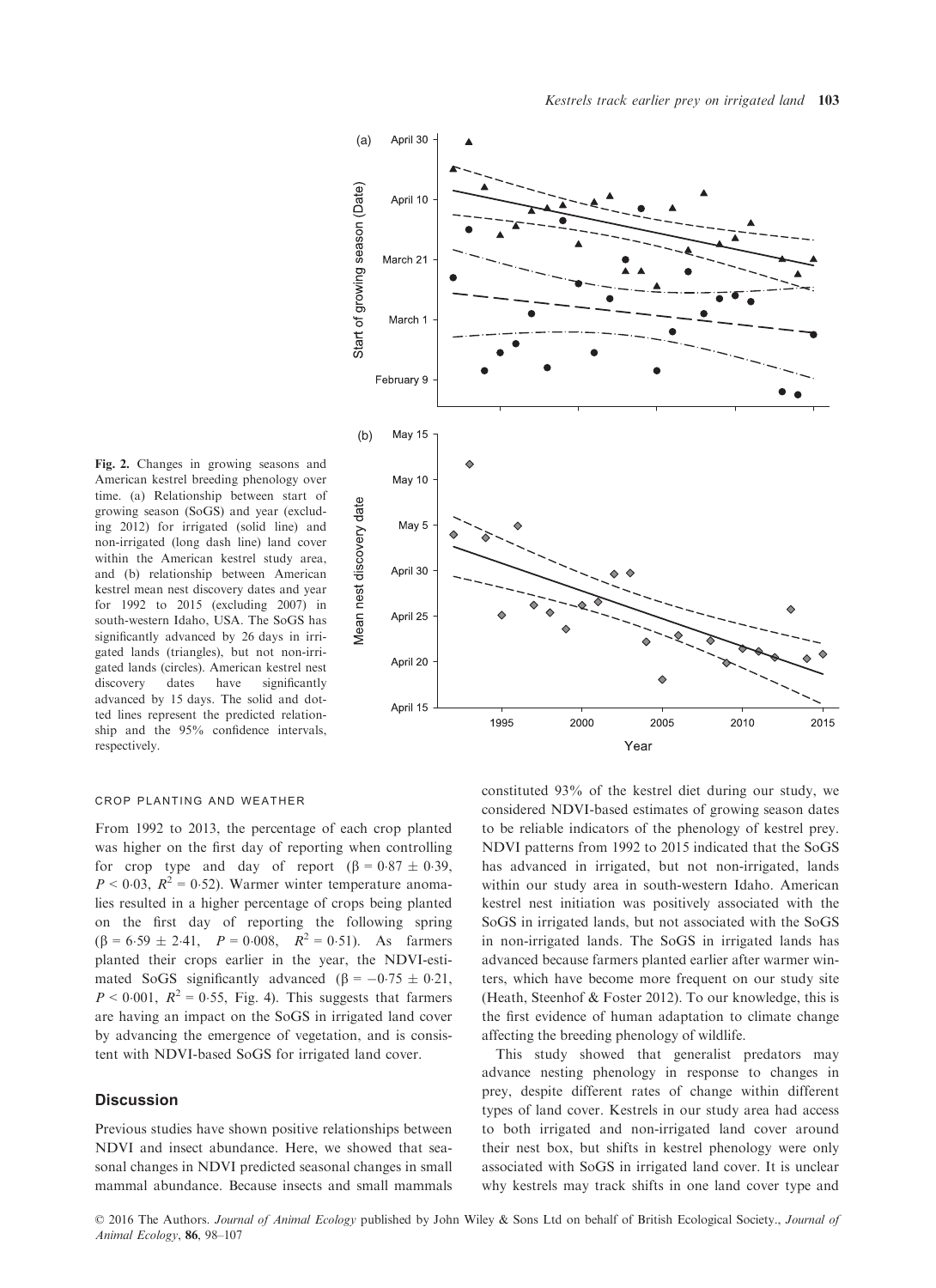Fig. 2. Changes in growing seasons and American kestrel breeding phenology over time. (a) Relationship between start of growing season (SoGS) and year (excluding 2012) for irrigated (solid line) and non-irrigated (long dash line) land cover within the American kestrel study area, and (b) relationship between American kestrel mean nest discovery dates and year for 1992 to 2015 (excluding 2007) in south-western Idaho, USA. The SoGS has significantly advanced by 26 days in irrigated lands (triangles), but not non-irrigated lands (circles). American kestrel nest discovery dates have significantly advanced by 15 days. The solid and dotted lines represent the predicted relationship and the 95% confidence intervals, respectively.

### CROP PLANTING AND WEATHER

From 1992 to 2013, the percentage of each crop planted was higher on the first day of reporting when controlling for crop type and day of report ($\beta = 0{\cdot}87 \pm 0{\cdot}39$, $P < 0{\cdot}03$, $R^2 = 0{\cdot}52$). Warmer winter temperature anomalies resulted in a higher percentage of crops being planted on the first day of reporting the following spring ($\beta = 6{\cdot}59 \pm 2{\cdot}41$, $P = 0{\cdot}008$, $R^2 = 0{\cdot}51$). As farmers planted their crops earlier in the year, the NDVI-estimated SoGS significantly advanced ($\beta = -0{\cdot}75 \pm 0{\cdot}21$, $P < 0{\cdot}001$, $R^2 = 0{\cdot}55$, Fig. 4). This suggests that farmers are having an impact on the SoGS in irrigated land cover by advancing the emergence of vegetation, and is consistent with NDVI-based SoGS for irrigated land cover.

## Discussion

Previous studies have shown positive relationships between NDVI and insect abundance. Here, we showed that seasonal changes in NDVI predicted seasonal changes in small mammal abundance. Because insects and small mammals constituted 93% of the kestrel diet during our study, we considered NDVI-based estimates of growing season dates to be reliable indicators of the phenology of kestrel prey. NDVI patterns from 1992 to 2015 indicated that the SoGS has advanced in irrigated, but not non-irrigated, lands within our study area in south-western Idaho. American kestrel nest initiation was positively associated with the SoGS in irrigated lands, but not associated with the SoGS in non-irrigated lands. The SoGS in irrigated lands has advanced because farmers planted earlier after warmer winters, which have become more frequent on our study site (Heath, Steenhof & Foster 2012). To our knowledge, this is the first evidence of human adaptation to climate change affecting the breeding phenology of wildlife.

This study showed that generalist predators may advance nesting phenology in response to changes in prey, despite different rates of change within different types of land cover. Kestrels in our study area had access to both irrigated and non-irrigated land cover around their nest box, but shifts in kestrel phenology were only associated with SoGS in irrigated land cover. It is unclear why kestrels may track shifts in one land cover type and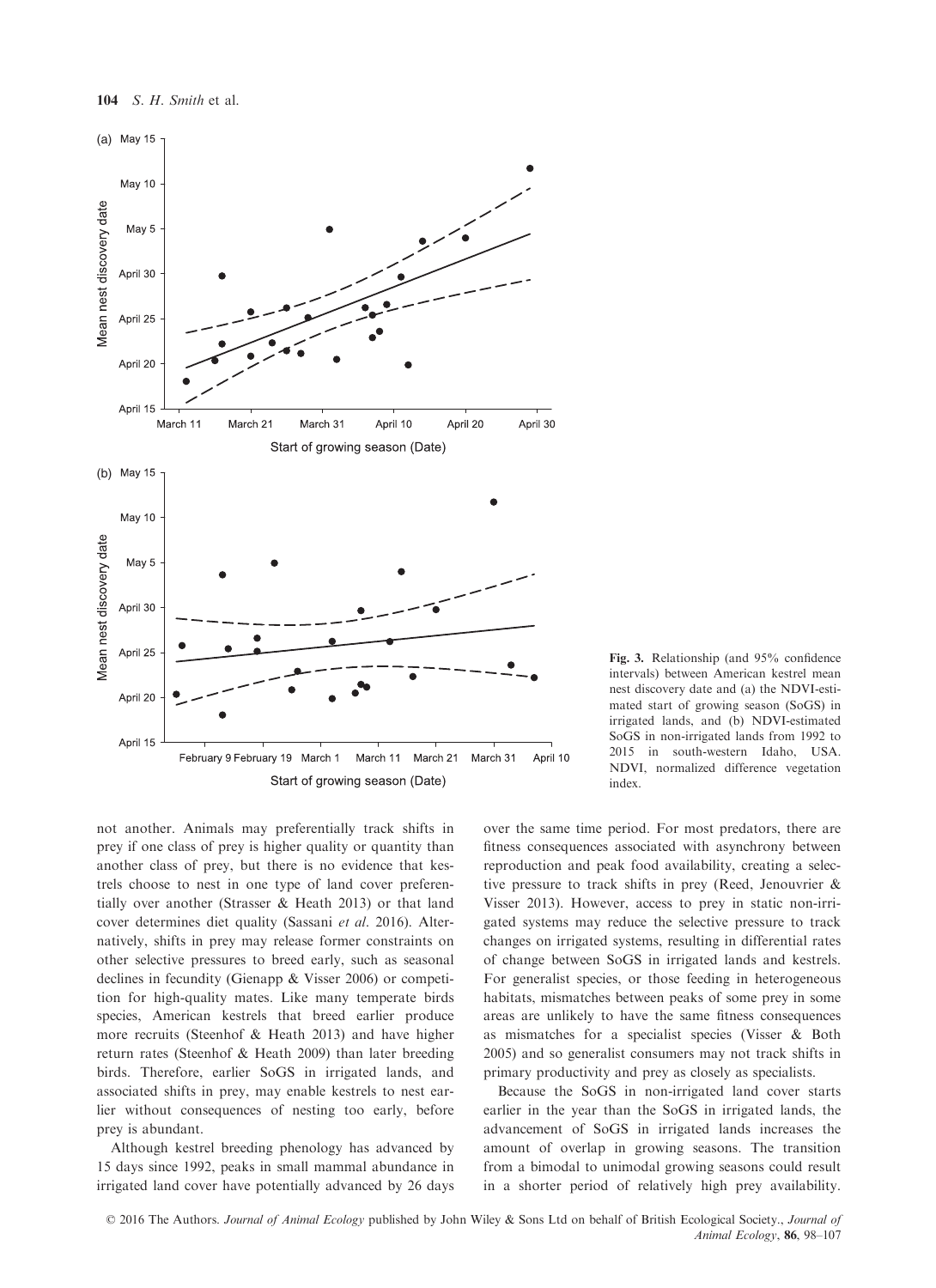Fig. 3. Relationship (and 95% confidence intervals) between American kestrel mean nest discovery date and (a) the NDVI-estimated start of growing season (SoGS) in irrigated lands, and (b) NDVI-estimated SoGS in non-irrigated lands from 1992 to 2015 in south-western Idaho, USA. NDVI, normalized difference vegetation index.

not another. Animals may preferentially track shifts in prey if one class of prey is higher quality or quantity than another class of prey, but there is no evidence that kestrels choose to nest in one type of land cover preferentially over another (Strasser & Heath 2013) or that land cover determines diet quality (Sassani *et al*. 2016). Alternatively, shifts in prey may release former constraints on other selective pressures to breed early, such as seasonal declines in fecundity (Gienapp & Visser 2006) or competition for high-quality mates. Like many temperate birds species, American kestrels that breed earlier produce more recruits (Steenhof & Heath 2013) and have higher return rates (Steenhof & Heath 2009) than later breeding birds. Therefore, earlier SoGS in irrigated lands, and associated shifts in prey, may enable kestrels to nest earlier without consequences of nesting too early, before prey is abundant.

Although kestrel breeding phenology has advanced by 15 days since 1992, peaks in small mammal abundance in irrigated land cover have potentially advanced by 26 days over the same time period. For most predators, there are fitness consequences associated with asynchrony between reproduction and peak food availability, creating a selective pressure to track shifts in prey (Reed, Jenouvrier & Visser 2013). However, access to prey in static non-irrigated systems may reduce the selective pressure to track changes on irrigated systems, resulting in differential rates of change between SoGS in irrigated lands and kestrels. For generalist species, or those feeding in heterogeneous habitats, mismatches between peaks of some prey in some areas are unlikely to have the same fitness consequences as mismatches for a specialist species (Visser & Both 2005) and so generalist consumers may not track shifts in primary productivity and prey as closely as specialists.

Because the SoGS in non-irrigated land cover starts earlier in the year than the SoGS in irrigated lands, the advancement of SoGS in irrigated lands increases the amount of overlap in growing seasons. The transition from a bimodal to unimodal growing seasons could result in a shorter period of relatively high prey availability.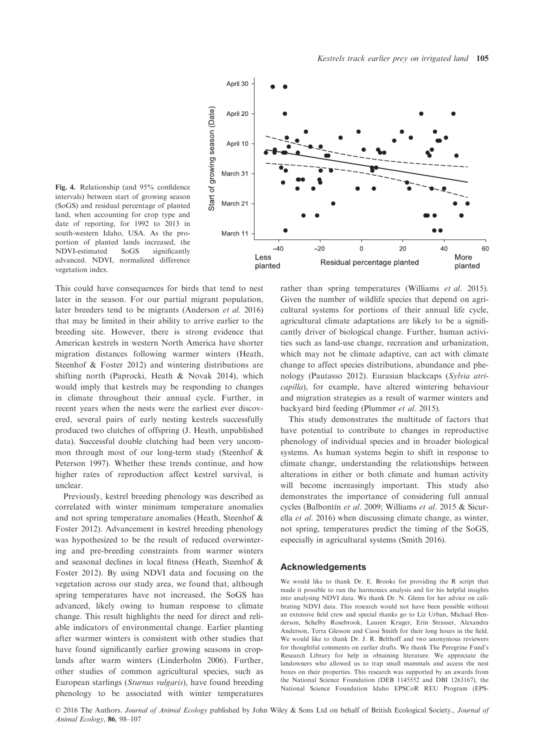Fig. 4. Relationship (and 95% confidence intervals) between start of growing season (SoGS) and residual percentage of planted land, when accounting for crop type and date of reporting, for 1992 to 2013 in south-western Idaho, USA. As the proportion of planted lands increased, the NDVI-estimated SoGS significantly advanced. NDVI, normalized difference vegetation index.

This could have consequences for birds that tend to nest later in the season. For our partial migrant population, later breeders tend to be migrants (Anderson *et al.* 2016) that may be limited in their ability to arrive earlier to the breeding site. However, there is strong evidence that American kestrels in western North America have shorter migration distances following warmer winters (Heath, Steenhof & Foster 2012) and wintering distributions are shifting north (Paprocki, Heath & Novak 2014), which would imply that kestrels may be responding to changes in climate throughout their annual cycle. Further, in recent years when the nests were the earliest ever discovered, several pairs of early nesting kestrels successfully produced two clutches of offspring (J. Heath, unpublished data). Successful double clutching had been very uncommon through most of our long-term study (Steenhof & Peterson 1997). Whether these trends continue, and how higher rates of reproduction affect kestrel survival, is unclear.

Previously, kestrel breeding phenology was described as correlated with winter minimum temperature anomalies and not spring temperature anomalies (Heath, Steenhof & Foster 2012). Advancement in kestrel breeding phenology was hypothesized to be the result of reduced overwintering and pre-breeding constraints from warmer winters and seasonal declines in local fitness (Heath, Steenhof & Foster 2012). By using NDVI data and focusing on the vegetation across our study area, we found that, although spring temperatures have not increased, the SoGS has advanced, likely owing to human response to climate change. This result highlights the need for direct and reliable indicators of environmental change. Earlier planting after warmer winters is consistent with other studies that have found significantly earlier growing seasons in croplands after warm winters (Linderholm 2006). Further, other studies of common agricultural species, such as European starlings (*Sturnus vulgaris*), have found breeding phenology to be associated with winter temperatures rather than spring temperatures (Williams *et al.* 2015). Given the number of wildlife species that depend on agricultural systems for portions of their annual life cycle, agricultural climate adaptations are likely to be a significantly driver of biological change. Further, human activities such as land-use change, recreation and urbanization, which may not be climate adaptive, can act with climate change to affect species distributions, abundance and phenology (Pautasso 2012). Eurasian blackcaps (*Sylvia atricapilla*), for example, have altered wintering behaviour and migration strategies as a result of warmer winters and backyard bird feeding (Plummer *et al.* 2015).

This study demonstrates the multitude of factors that have potential to contribute to changes in reproductive phenology of individual species and in broader biological systems. As human systems begin to shift in response to climate change, understanding the relationships between alterations in either or both climate and human activity will become increasingly important. This study also demonstrates the importance of considering full annual cycles (Balbontín *et al.* 2009; Williams *et al.* 2015 & Sicurella *et al.* 2016) when discussing climate change, as winter, not spring, temperatures predict the timing of the SoGS, especially in agricultural systems (Smith 2016).

## Acknowledgements

We would like to thank Dr. E. Brooks for providing the R script that made it possible to run the harmonics analysis and for his helpful insights into analysing NDVI data. We thank Dr. N. Glenn for her advice on calibrating NDVI data. This research would not have been possible without an extensive field crew and special thanks go to Liz Urban, Michael Henderson, Schelby Rosebrook, Lauren Kruger, Erin Strasser, Alexandra Anderson, Terra Glesson and Cassi Smith for their long hours in the field. We would like to thank Dr. J. R. Belthoff and two anonymous reviewers for thoughtful comments on earlier drafts. We thank The Peregrine Fund's Research Library for help in obtaining literature. We appreciate the landowners who allowed us to trap small mammals and access the nest boxes on their properties. This research was supported by an awards from the National Science Foundation (DEB 1145552 and DBI 1263167), the National Science Foundation Idaho EPSCoR REU Program (EPS-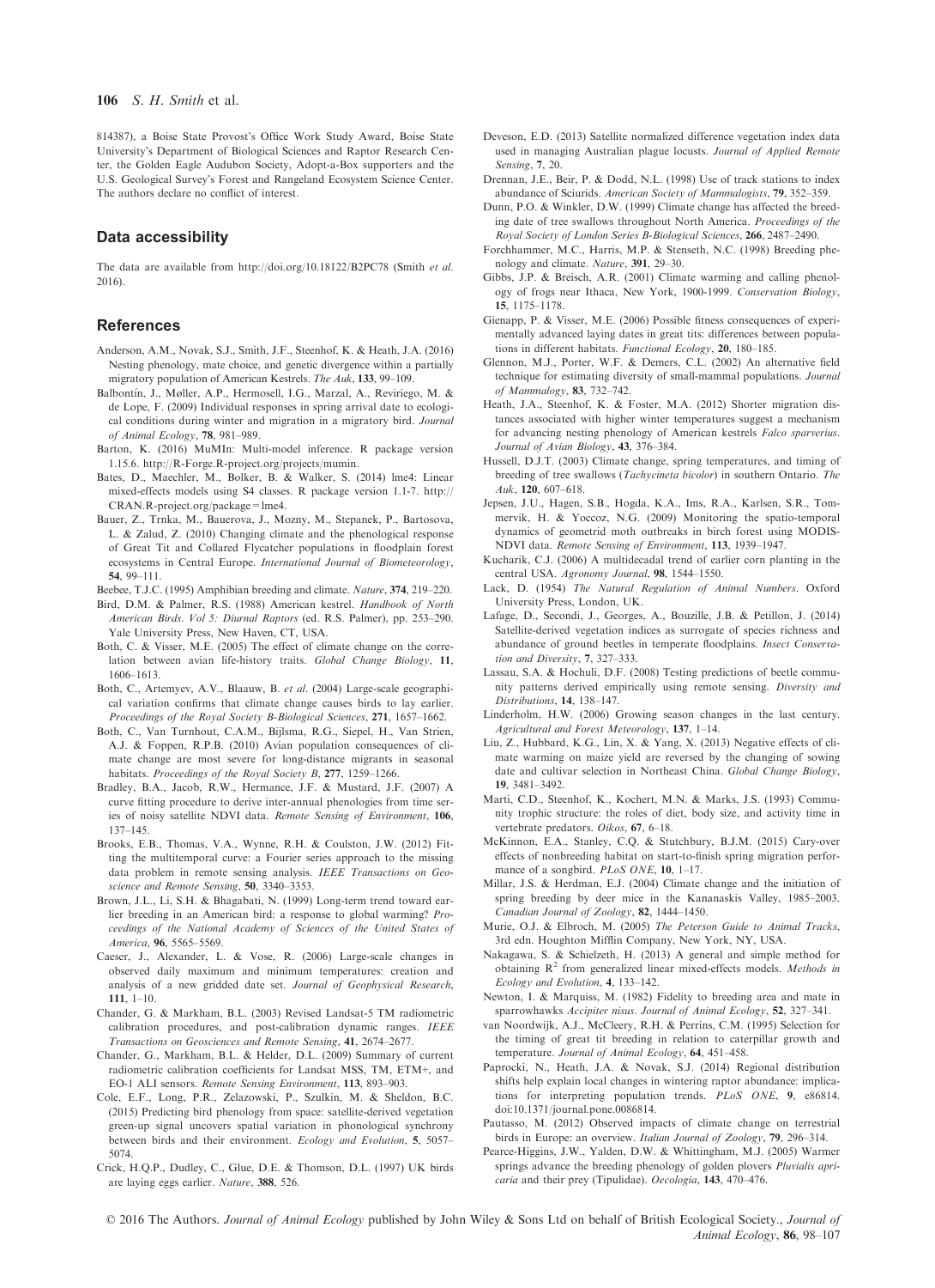814387), a Boise State Provost's Office Work Study Award, Boise State University's Department of Biological Sciences and Raptor Research Center, the Golden Eagle Audubon Society, Adopt-a-Box supporters and the U.S. Geological Survey's Forest and Rangeland Ecosystem Science Center. The authors declare no conflict of interest.

## Data accessibility

The data are available from http://doi.org/10.18122/B2PC78 (Smith *et al.* 2016).

## References

Anderson, A.M., Novak, S.J., Smith, J.F., Steenhof, K. & Heath, J.A. (2016) Nesting phenology, mate choice, and genetic divergence within a partially migratory population of American Kestrels. *The Auk*, **133**, 99–109.

Balbontín, J., Møller, A.P., Hermosell, I.G., Marzal, A., Reviriego, M. & de Lope, F. (2009) Individual responses in spring arrival date to ecological conditions during winter and migration in a migratory bird. *Journal of Animal Ecology*, **78**, 981–989.

Barton, K. (2016) MuMIn: Multi-model inference. R package version 1.15.6. http://R-Forge.R-project.org/projects/mumin.

Bates, D., Maechler, M., Bolker, B. & Walker, S. (2014) lme4: Linear mixed-effects models using S4 classes. R package version 1.1-7. http://CRAN.R-project.org/package=lme4.

Bauer, Z., Trnka, M., Bauerova, J., Mozny, M., Stepanek, P., Bartosova, L. & Zalud, Z. (2010) Changing climate and the phenological response of Great Tit and Collared Flycatcher populations in floodplain forest ecosystems in Central Europe. *International Journal of Biometeorology*, **54**, 99–111.

Beebee, T.J.C. (1995) Amphibian breeding and climate. *Nature*, **374**, 219–220.

Bird, D.M. & Palmer, R.S. (1988) American kestrel. *Handbook of North American Birds. Vol 5: Diurnal Raptors* (ed. R.S. Palmer), pp. 253–290. Yale University Press, New Haven, CT, USA.

Both, C. & Visser, M.E. (2005) The effect of climate change on the correlation between avian life-history traits. *Global Change Biology*, **11**, 1606–1613.

Both, C., Artemyev, A.V., Blaauw, B. *et al.* (2004) Large-scale geographical variation confirms that climate change causes birds to lay earlier. *Proceedings of the Royal Society B-Biological Sciences*, **271**, 1657–1662.

Both, C., Van Turnhout, C.A.M., Bijlsma, R.G., Siepel, H., Van Strien, A.J. & Foppen, R.P.B. (2010) Avian population consequences of climate change are most severe for long-distance migrants in seasonal habitats. *Proceedings of the Royal Society B*, **277**, 1259–1266.

Bradley, B.A., Jacob, R.W., Hermance, J.F. & Mustard, J.F. (2007) A curve fitting procedure to derive inter-annual phenologies from time series of noisy satellite NDVI data. *Remote Sensing of Environment*, **106**, 137–145.

Brooks, E.B., Thomas, V.A., Wynne, R.H. & Coulston, J.W. (2012) Fitting the multitemporal curve: a Fourier series approach to the missing data problem in remote sensing analysis. *IEEE Transactions on Geoscience and Remote Sensing*, **50**, 3340–3353.

Brown, J.L., Li, S.H. & Bhagabati, N. (1999) Long-term trend toward earlier breeding in an American bird: a response to global warming? *Proceedings of the National Academy of Sciences of the United States of America*, **96**, 5565–5569.

Caeser, J., Alexander, L. & Vose, R. (2006) Large-scale changes in observed daily maximum and minimum temperatures: creation and analysis of a new gridded date set. *Journal of Geophysical Research*, **111**, 1–10.

Chander, G. & Markham, B.L. (2003) Revised Landsat-5 TM radiometric calibration procedures, and post-calibration dynamic ranges. *IEEE Transactions on Geosciences and Remote Sensing*, **41**, 2674–2677.

Chander, G., Markham, B.L. & Helder, D.L. (2009) Summary of current radiometric calibration coefficients for Landsat MSS, TM, ETM+, and EO-1 ALI sensors. *Remote Sensing Environment*, **113**, 893–903.

Cole, E.F., Long, P.R., Zelazowski, P., Szulkin, M. & Sheldon, B.C. (2015) Predicting bird phenology from space: satellite-derived vegetation green-up signal uncovers spatial variation in phonological synchrony between birds and their environment. *Ecology and Evolution*, **5**, 5057–5074.

Crick, H.Q.P., Dudley, C., Glue, D.E. & Thomson, D.L. (1997) UK birds are laying eggs earlier. *Nature*, **388**, 526.

Deveson, E.D. (2013) Satellite normalized difference vegetation index data used in managing Australian plague locusts. *Journal of Applied Remote Sensing*, **7**, 20.

Drennan, J.E., Beir, P. & Dodd, N.L. (1998) Use of track stations to index abundance of Sciurids. *American Society of Mammalogists*, **79**, 352–359.

Dunn, P.O. & Winkler, D.W. (1999) Climate change has affected the breeding date of tree swallows throughout North America. *Proceedings of the Royal Society of London Series B-Biological Sciences*, **266**, 2487–2490.

Forchhammer, M.C., Harris, M.P. & Stenseth, N.C. (1998) Breeding phenology and climate. *Nature*, **391**, 29–30.

Gibbs, J.P. & Breisch, A.R. (2001) Climate warming and calling phenology of frogs near Ithaca, New York, 1900-1999. *Conservation Biology*, **15**, 1175–1178.

Gienapp, P. & Visser, M.E. (2006) Possible fitness consequences of experimentally advanced laying dates in great tits: differences between populations in different habitats. *Functional Ecology*, **20**, 180–185.

Glennon, M.J., Porter, W.F. & Demers, C.L. (2002) An alternative field technique for estimating diversity of small-mammal populations. *Journal of Mammalogy*, **83**, 732–742.

Heath, J.A., Steenhof, K. & Foster, M.A. (2012) Shorter migration distances associated with higher winter temperatures suggest a mechanism for advancing nesting phenology of American kestrels *Falco sparverius*. *Journal of Avian Biology*, **43**, 376–384.

Hussell, D.J.T. (2003) Climate change, spring temperatures, and timing of breeding of tree swallows (*Tachycineta bicolor*) in southern Ontario. *The Auk*, **120**, 607–618.

Jepsen, J.U., Hagen, S.B., Hogda, K.A., Ims, R.A., Karlsen, S.R., Tommervik, H. & Yoccoz, N.G. (2009) Monitoring the spatio-temporal dynamics of geometrid moth outbreaks in birch forest using MODIS-NDVI data. *Remote Sensing of Environment*, **113**, 1939–1947.

Kucharik, C.J. (2006) A multidecadal trend of earlier corn planting in the central USA. *Agronomy Journal*, **98**, 1544–1550.

Lack, D. (1954) *The Natural Regulation of Animal Numbers*. Oxford University Press, London, UK.

Lafage, D., Secondi, J., Georges, A., Bouzille, J.B. & Petillon, J. (2014) Satellite-derived vegetation indices as surrogate of species richness and abundance of ground beetles in temperate floodplains. *Insect Conservation and Diversity*, **7**, 327–333.

Lassau, S.A. & Hochuli, D.F. (2008) Testing predictions of beetle community patterns derived empirically using remote sensing. *Diversity and Distributions*, **14**, 138–147.

Linderholm, H.W. (2006) Growing season changes in the last century. *Agricultural and Forest Meteorology*, **137**, 1–14.

Liu, Z., Hubbard, K.G., Lin, X. & Yang, X. (2013) Negative effects of climate warming on maize yield are reversed by the changing of sowing date and cultivar selection in Northeast China. *Global Change Biology*, **19**, 3481–3492.

Marti, C.D., Steenhof, K., Kochert, M.N. & Marks, J.S. (1993) Community trophic structure: the roles of diet, body size, and activity time in vertebrate predators. *Oikos*, **67**, 6–18.

McKinnon, E.A., Stanley, C.Q. & Stutchbury, B.J.M. (2015) Cary-over effects of nonbreeding habitat on start-to-finish spring migration performance of a songbird. *PLoS ONE*, **10**, 1–17.

Millar, J.S. & Herdman, E.J. (2004) Climate change and the initiation of spring breeding by deer mice in the Kananaskis Valley, 1985–2003. *Canadian Journal of Zoology*, **82**, 1444–1450.

Murie, O.J. & Elbroch, M. (2005) *The Peterson Guide to Animal Tracks*, 3rd edn. Houghton Mifflin Company, New York, NY, USA.

Nakagawa, S. & Schielzeth, H. (2013) A general and simple method for obtaining $R^2$ from generalized linear mixed-effects models. *Methods in Ecology and Evolution*, **4**, 133–142.

Newton, I. & Marquiss, M. (1982) Fidelity to breeding area and mate in sparrowhawks *Accipiter nisus*. *Journal of Animal Ecology*, **52**, 327–341.

van Noordwijk, A.J., McCleery, R.H. & Perrins, C.M. (1995) Selection for the timing of great tit breeding in relation to caterpillar growth and temperature. *Journal of Animal Ecology*, **64**, 451–458.

Paprocki, N., Heath, J.A. & Novak, S.J. (2014) Regional distribution shifts help explain local changes in wintering raptor abundance: implications for interpreting population trends. *PLoS ONE*, **9**, e86814. doi:10.1371/journal.pone.0086814.

Pautasso, M. (2012) Observed impacts of climate change on terrestrial birds in Europe: an overview. *Italian Journal of Zoology*, **79**, 296–314.

Pearce-Higgins, J.W., Yalden, D.W. & Whittingham, M.J. (2005) Warmer springs advance the breeding phenology of golden plovers *Pluvialis apricaria* and their prey (Tipulidae). *Oecologia*, **143**, 470–476.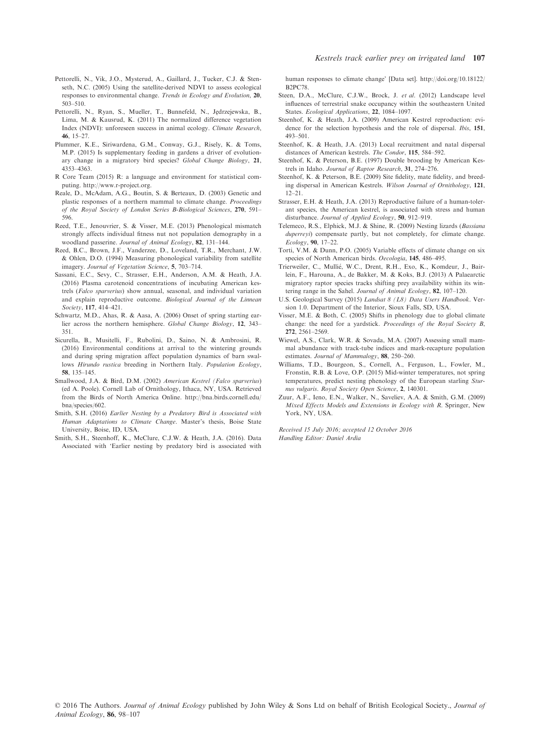Pettorelli, N., Vik, J.O., Mysterud, A., Gaillard, J., Tucker, C.J. & Stenseth, N.C. (2005) Using the satellite-derived NDVI to assess ecological responses to environmental change. *Trends in Ecology and Evolution*, **20**, 503–510.

Pettorelli, N., Ryan, S., Mueller, T., Bunnefeld, N., Jędrzejewska, B., Lima, M. & Kausrud, K. (2011) The normalized difference vegetation Index (NDVI): unforeseen success in animal ecology. *Climate Research*, **46**, 15–27.

Plummer, K.E., Siriwardena, G.M., Conway, G.J., Risely, K. & Toms, M.P. (2015) Is supplementary feeding in gardens a driver of evolutionary change in a migratory bird species? *Global Change Biology*, **21**, 4353–4363.

R Core Team (2015) R: a language and environment for statistical computing. http://www.r-project.org.

Reale, D., McAdam, A.G., Boutin, S. & Berteaux, D. (2003) Genetic and plastic responses of a northern mammal to climate change. *Proceedings of the Royal Society of London Series B-Biological Sciences*, **270**, 591–596.

Reed, T.E., Jenouvrier, S. & Visser, M.E. (2013) Phenological mismatch strongly affects individual fitness nut not population demography in a woodland passerine. *Journal of Animal Ecology*, **82**, 131–144.

Reed, B.C., Brown, J.F., Vanderzee, D., Loveland, T.R., Merchant, J.W. & Ohlen, D.O. (1994) Measuring phonological variability from satellite imagery. *Journal of Vegetation Science*, **5**, 703–714.

Sassani, E.C., Sevy, C., Strasser, E.H., Anderson, A.M. & Heath, J.A. (2016) Plasma carotenoid concentrations of incubating American kestrels (*Falco sparverius*) show annual, seasonal, and individual variation and explain reproductive outcome. *Biological Journal of the Linnean Society*, **117**, 414–421.

Schwartz, M.D., Ahas, R. & Aasa, A. (2006) Onset of spring starting earlier across the northern hemisphere. *Global Change Biology*, **12**, 343–351.

Sicurella, B., Musitelli, F., Rubolini, D., Saino, N. & Ambrosini, R. (2016) Environmental conditions at arrival to the wintering grounds and during spring migration affect population dynamics of barn swallows *Hirundo rustica* breeding in Northern Italy. *Population Ecology*, **58**, 135–145.

Smallwood, J.A. & Bird, D.M. (2002) *American Kestrel (Falco sparverius)* (ed A. Poole). Cornell Lab of Ornithology, Ithaca, NY, USA. Retrieved from the Birds of North America Online. http://bna.birds.cornell.edu/bna/species/602.

Smith, S.H. (2016) *Earlier Nesting by a Predatory Bird is Associated with Human Adaptations to Climate Change*. Master's thesis, Boise State University, Boise, ID, USA.

Smith, S.H., Steenhoff, K., McClure, C.J.W. & Heath, J.A. (2016). Data Associated with 'Earlier nesting by predatory bird is associated with human responses to climate change' [Data set]. http://doi.org/10.18122/B2PC78.

Steen, D.A., McClure, C.J.W., Brock, J. *et al.* (2012) Landscape level influences of terrestrial snake occupancy within the southeastern United States. *Ecological Applications*, **22**, 1084–1097.

Steenhof, K. & Heath, J.A. (2009) American Kestrel reproduction: evidence for the selection hypothesis and the role of dispersal. *Ibis*, **151**, 493–501.

Steenhof, K. & Heath, J.A. (2013) Local recruitment and natal dispersal distances of American kestrels. *The Condor*, **115**, 584–592.

Steenhof, K. & Peterson, B.E. (1997) Double brooding by American Kestrels in Idaho. *Journal of Raptor Research*, **31**, 274–276.

Steenhof, K. & Peterson, B.E. (2009) Site fidelity, mate fidelity, and breeding dispersal in American Kestrels. *Wilson Journal of Ornithology*, **121**, 12–21.

Strasser, E.H. & Heath, J.A. (2013) Reproductive failure of a human-tolerant species, the American kestrel, is associated with stress and human disturbance. *Journal of Applied Ecology*, **50**, 912–919.

Telemeco, R.S., Elphick, M.J. & Shine, R. (2009) Nesting lizards (*Bassiana duperreyi*) compensate partly, but not completely, for climate change. *Ecology*, **90**, 17–22.

Torti, V.M. & Dunn, P.O. (2005) Variable effects of climate change on six species of North American birds. *Oecologia*, **145**, 486–495.

Trierweiler, C., Mullié, W.C., Drent, R.H., Exo, K., Komdeur, J., Bairlein, F., Harouna, A., de Bakker, M. & Koks, B.J. (2013) A Palaearctic migratory raptor species tracks shifting prey availability within its wintering range in the Sahel. *Journal of Animal Ecology*, **82**, 107–120.

U.S. Geological Survey (2015) *Landsat 8 (L8) Data Users Handbook*. Version 1.0. Department of the Interior, Sioux Falls, SD, USA.

Visser, M.E. & Both, C. (2005) Shifts in phenology due to global climate change: the need for a yardstick. *Proceedings of the Royal Society B*, **272**, 2561–2569.

Wiewel, A.S., Clark, W.R. & Sovada, M.A. (2007) Assessing small mammal abundance with track-tube indices and mark-recapture population estimates. *Journal of Mammalogy*, **88**, 250–260.

Williams, T.D., Bourgeon, S., Cornell, A., Ferguson, L., Fowler, M., Fronstin, R.B. & Love, O.P. (2015) Mid-winter temperatures, not spring temperatures, predict nesting phenology of the European starling *Sturnus vulgaris*. *Royal Society Open Science*, **2**, 140301.

Zuur, A.F., Ieno, E.N., Walker, N., Saveliev, A.A. & Smith, G.M. (2009) *Mixed Effects Models and Extensions in Ecology with R*. Springer, New York, NY, USA.

*Received 15 July 2016; accepted 12 October 2016*
*Handling Editor: Daniel Ardia*